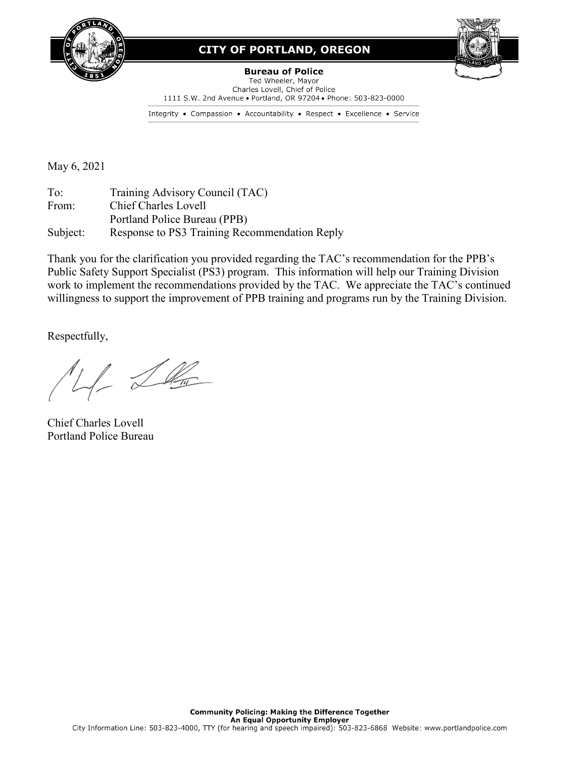**CITY OF PORTLAND, OREGON**

**Bureau of Police**
Ted Wheeler, Mayor
Charles Lovell, Chief of Police
1111 S.W. 2nd Avenue • Portland, OR 97204 • Phone: 503-823-0000

Integrity • Compassion • Accountability • Respect • Excellence • Service

May 6, 2021

To: Training Advisory Council (TAC)
From: Chief Charles Lovell
Portland Police Bureau (PPB)
Subject: Response to PS3 Training Recommendation Reply

Thank you for the clarification you provided regarding the TAC's recommendation for the PPB's Public Safety Support Specialist (PS3) program. This information will help our Training Division work to implement the recommendations provided by the TAC. We appreciate the TAC's continued willingness to support the improvement of PPB training and programs run by the Training Division.

Respectfully,

Chief Charles Lovell
Portland Police Bureau

**Community Policing: Making the Difference Together**
**An Equal Opportunity Employer**
City Information Line: 503-823-4000, TTY (for hearing and speech impaired): 503-823-6868 Website: www.portlandpolice.com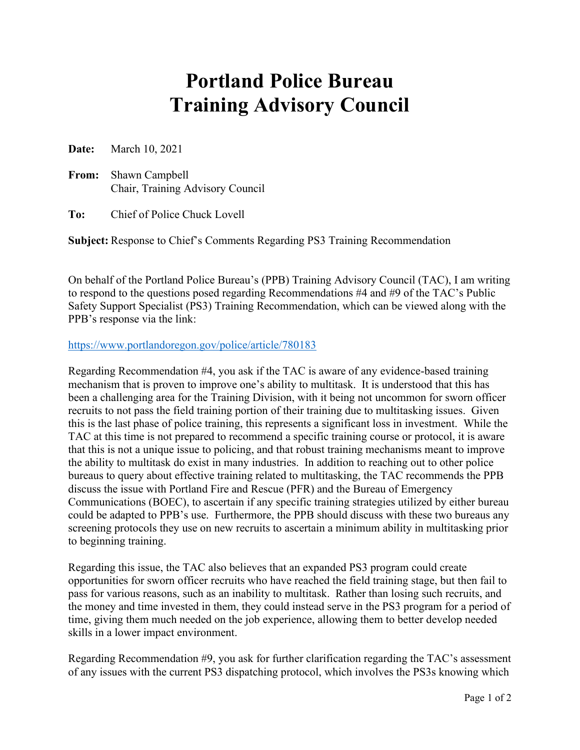# Portland Police Bureau
# Training Advisory Council

**Date:** March 10, 2021

**From:** Shawn Campbell
Chair, Training Advisory Council

**To:** Chief of Police Chuck Lovell

**Subject:** Response to Chief's Comments Regarding PS3 Training Recommendation

On behalf of the Portland Police Bureau's (PPB) Training Advisory Council (TAC), I am writing to respond to the questions posed regarding Recommendations #4 and #9 of the TAC's Public Safety Support Specialist (PS3) Training Recommendation, which can be viewed along with the PPB's response via the link:

https://www.portlandoregon.gov/police/article/780183

Regarding Recommendation #4, you ask if the TAC is aware of any evidence-based training mechanism that is proven to improve one's ability to multitask. It is understood that this has been a challenging area for the Training Division, with it being not uncommon for sworn officer recruits to not pass the field training portion of their training due to multitasking issues. Given this is the last phase of police training, this represents a significant loss in investment. While the TAC at this time is not prepared to recommend a specific training course or protocol, it is aware that this is not a unique issue to policing, and that robust training mechanisms meant to improve the ability to multitask do exist in many industries. In addition to reaching out to other police bureaus to query about effective training related to multitasking, the TAC recommends the PPB discuss the issue with Portland Fire and Rescue (PFR) and the Bureau of Emergency Communications (BOEC), to ascertain if any specific training strategies utilized by either bureau could be adapted to PPB's use. Furthermore, the PPB should discuss with these two bureaus any screening protocols they use on new recruits to ascertain a minimum ability in multitasking prior to beginning training.

Regarding this issue, the TAC also believes that an expanded PS3 program could create opportunities for sworn officer recruits who have reached the field training stage, but then fail to pass for various reasons, such as an inability to multitask. Rather than losing such recruits, and the money and time invested in them, they could instead serve in the PS3 program for a period of time, giving them much needed on the job experience, allowing them to better develop needed skills in a lower impact environment.

Regarding Recommendation #9, you ask for further clarification regarding the TAC's assessment of any issues with the current PS3 dispatching protocol, which involves the PS3s knowing which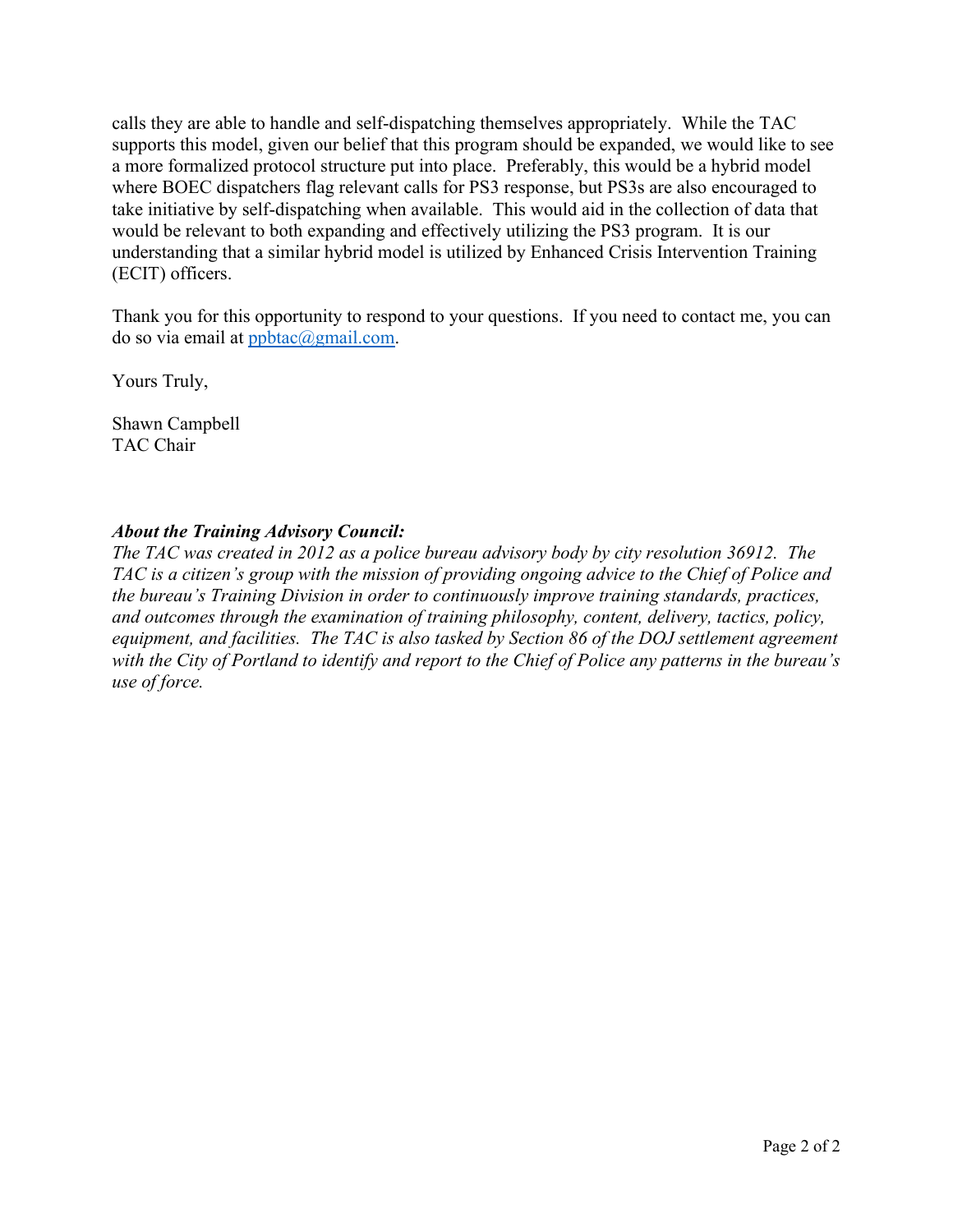calls they are able to handle and self-dispatching themselves appropriately. While the TAC supports this model, given our belief that this program should be expanded, we would like to see a more formalized protocol structure put into place. Preferably, this would be a hybrid model where BOEC dispatchers flag relevant calls for PS3 response, but PS3s are also encouraged to take initiative by self-dispatching when available. This would aid in the collection of data that would be relevant to both expanding and effectively utilizing the PS3 program. It is our understanding that a similar hybrid model is utilized by Enhanced Crisis Intervention Training (ECIT) officers.

Thank you for this opportunity to respond to your questions. If you need to contact me, you can do so via email at ppbtac@gmail.com.

Yours Truly,

Shawn Campbell
TAC Chair

***About the Training Advisory Council:***
*The TAC was created in 2012 as a police bureau advisory body by city resolution 36912. The TAC is a citizen's group with the mission of providing ongoing advice to the Chief of Police and the bureau's Training Division in order to continuously improve training standards, practices, and outcomes through the examination of training philosophy, content, delivery, tactics, policy, equipment, and facilities. The TAC is also tasked by Section 86 of the DOJ settlement agreement with the City of Portland to identify and report to the Chief of Police any patterns in the bureau's use of force.*